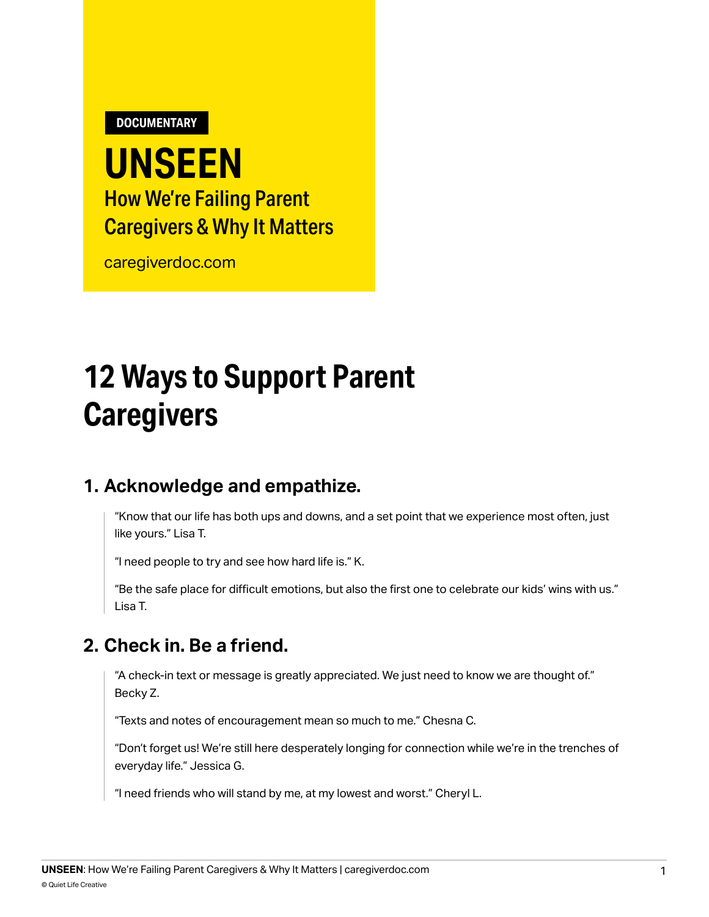DOCUMENTARY

# UNSEEN

How We're Failing Parent Caregivers & Why It Matters

caregiverdoc.com

# 12 Ways to Support Parent Caregivers

## 1. Acknowledge and empathize.

> "Know that our life has both ups and downs, and a set point that we experience most often, just like yours." Lisa T.
>
> "I need people to try and see how hard life is." K.
>
> "Be the safe place for difficult emotions, but also the first one to celebrate our kids' wins with us." Lisa T.

## 2. Check in. Be a friend.

> "A check-in text or message is greatly appreciated. We just need to know we are thought of." Becky Z.
>
> "Texts and notes of encouragement mean so much to me." Chesna C.
>
> "Don't forget us! We're still here desperately longing for connection while we're in the trenches of everyday life." Jessica G.
>
> "I need friends who will stand by me, at my lowest and worst." Cheryl L.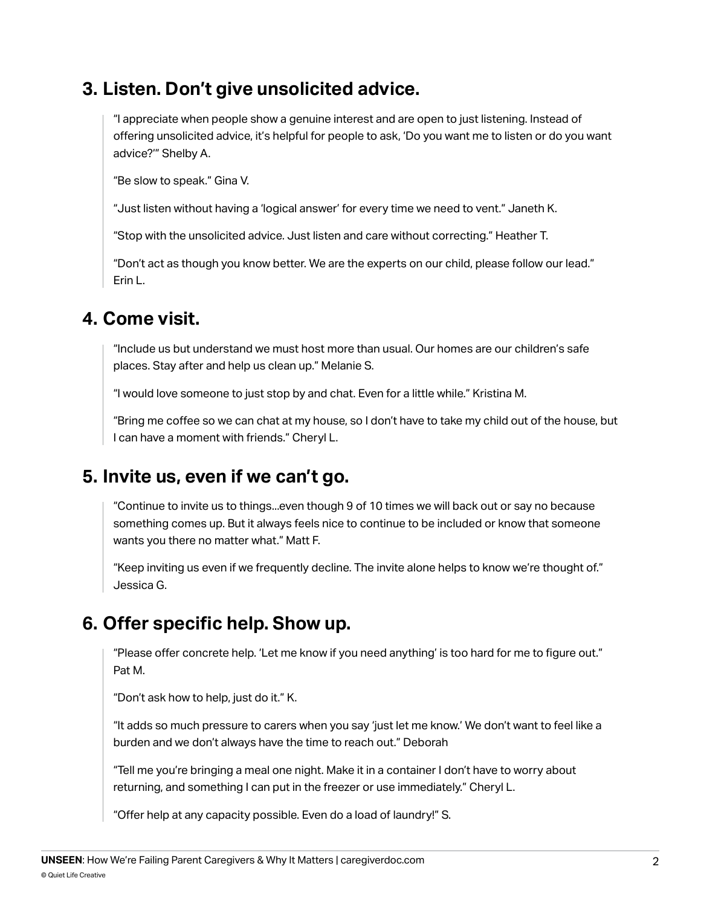## 3. Listen. Don't give unsolicited advice.

> "I appreciate when people show a genuine interest and are open to just listening. Instead of offering unsolicited advice, it's helpful for people to ask, 'Do you want me to listen or do you want advice?'" Shelby A.
>
> "Be slow to speak." Gina V.
>
> "Just listen without having a 'logical answer' for every time we need to vent." Janeth K.
>
> "Stop with the unsolicited advice. Just listen and care without correcting." Heather T.
>
> "Don't act as though you know better. We are the experts on our child, please follow our lead." Erin L.

## 4. Come visit.

> "Include us but understand we must host more than usual. Our homes are our children's safe places. Stay after and help us clean up." Melanie S.
>
> "I would love someone to just stop by and chat. Even for a little while." Kristina M.
>
> "Bring me coffee so we can chat at my house, so I don't have to take my child out of the house, but I can have a moment with friends." Cheryl L.

## 5. Invite us, even if we can't go.

> "Continue to invite us to things...even though 9 of 10 times we will back out or say no because something comes up. But it always feels nice to continue to be included or know that someone wants you there no matter what." Matt F.
>
> "Keep inviting us even if we frequently decline. The invite alone helps to know we're thought of." Jessica G.

## 6. Offer specific help. Show up.

> "Please offer concrete help. 'Let me know if you need anything' is too hard for me to figure out." Pat M.
>
> "Don't ask how to help, just do it." K.
>
> "It adds so much pressure to carers when you say 'just let me know.' We don't want to feel like a burden and we don't always have the time to reach out." Deborah
>
> "Tell me you're bringing a meal one night. Make it in a container I don't have to worry about returning, and something I can put in the freezer or use immediately." Cheryl L.
>
> "Offer help at any capacity possible. Even do a load of laundry!" S.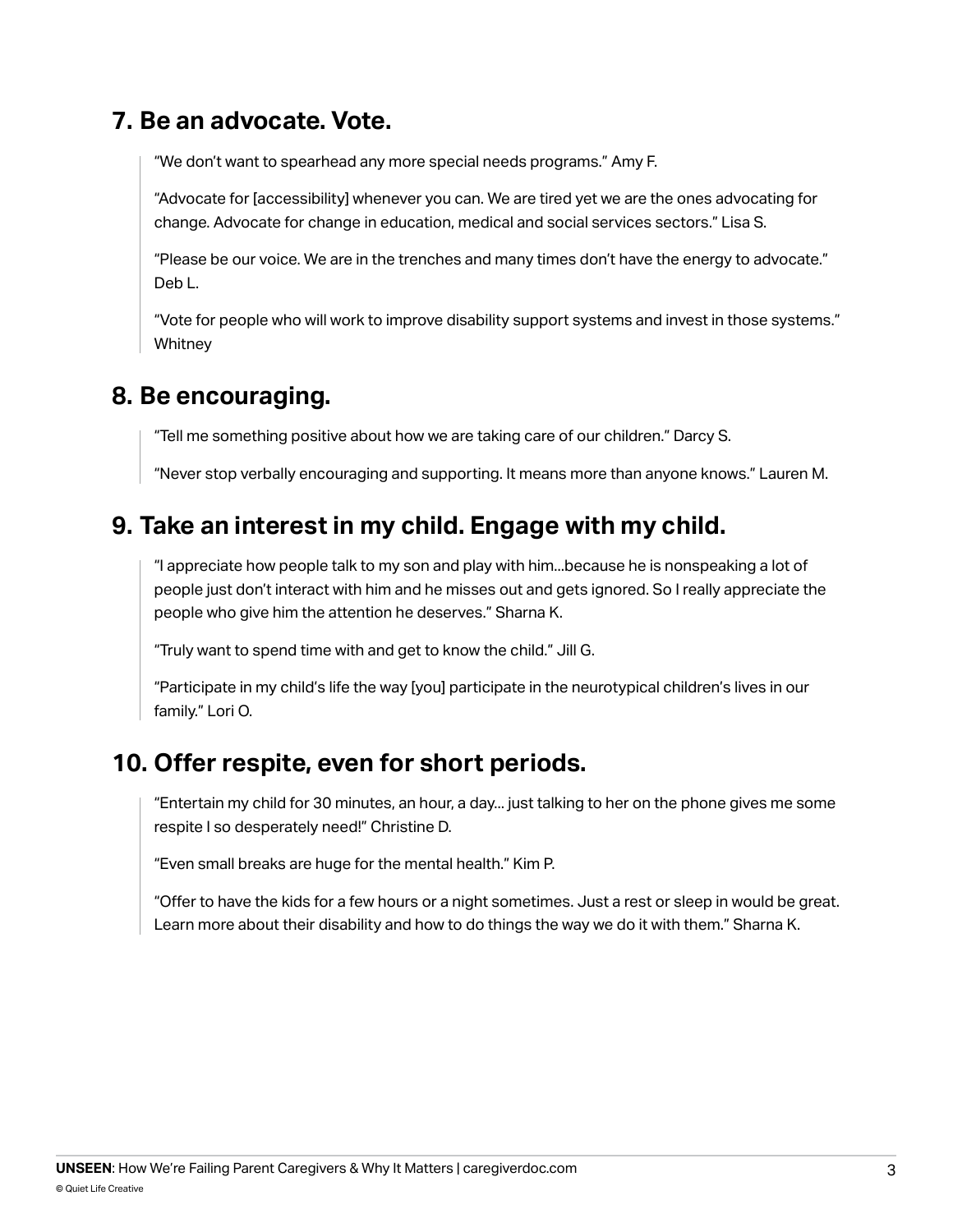## 7. Be an advocate. Vote.

> "We don't want to spearhead any more special needs programs." Amy F.
>
> "Advocate for [accessibility] whenever you can. We are tired yet we are the ones advocating for change. Advocate for change in education, medical and social services sectors." Lisa S.
>
> "Please be our voice. We are in the trenches and many times don't have the energy to advocate." Deb L.
>
> "Vote for people who will work to improve disability support systems and invest in those systems." Whitney

## 8. Be encouraging.

> "Tell me something positive about how we are taking care of our children." Darcy S.
>
> "Never stop verbally encouraging and supporting. It means more than anyone knows." Lauren M.

## 9. Take an interest in my child. Engage with my child.

> "I appreciate how people talk to my son and play with him...because he is nonspeaking a lot of people just don't interact with him and he misses out and gets ignored. So I really appreciate the people who give him the attention he deserves." Sharna K.
>
> "Truly want to spend time with and get to know the child." Jill G.
>
> "Participate in my child's life the way [you] participate in the neurotypical children's lives in our family." Lori O.

## 10. Offer respite, even for short periods.

> "Entertain my child for 30 minutes, an hour, a day... just talking to her on the phone gives me some respite I so desperately need!" Christine D.
>
> "Even small breaks are huge for the mental health." Kim P.
>
> "Offer to have the kids for a few hours or a night sometimes. Just a rest or sleep in would be great. Learn more about their disability and how to do things the way we do it with them." Sharna K.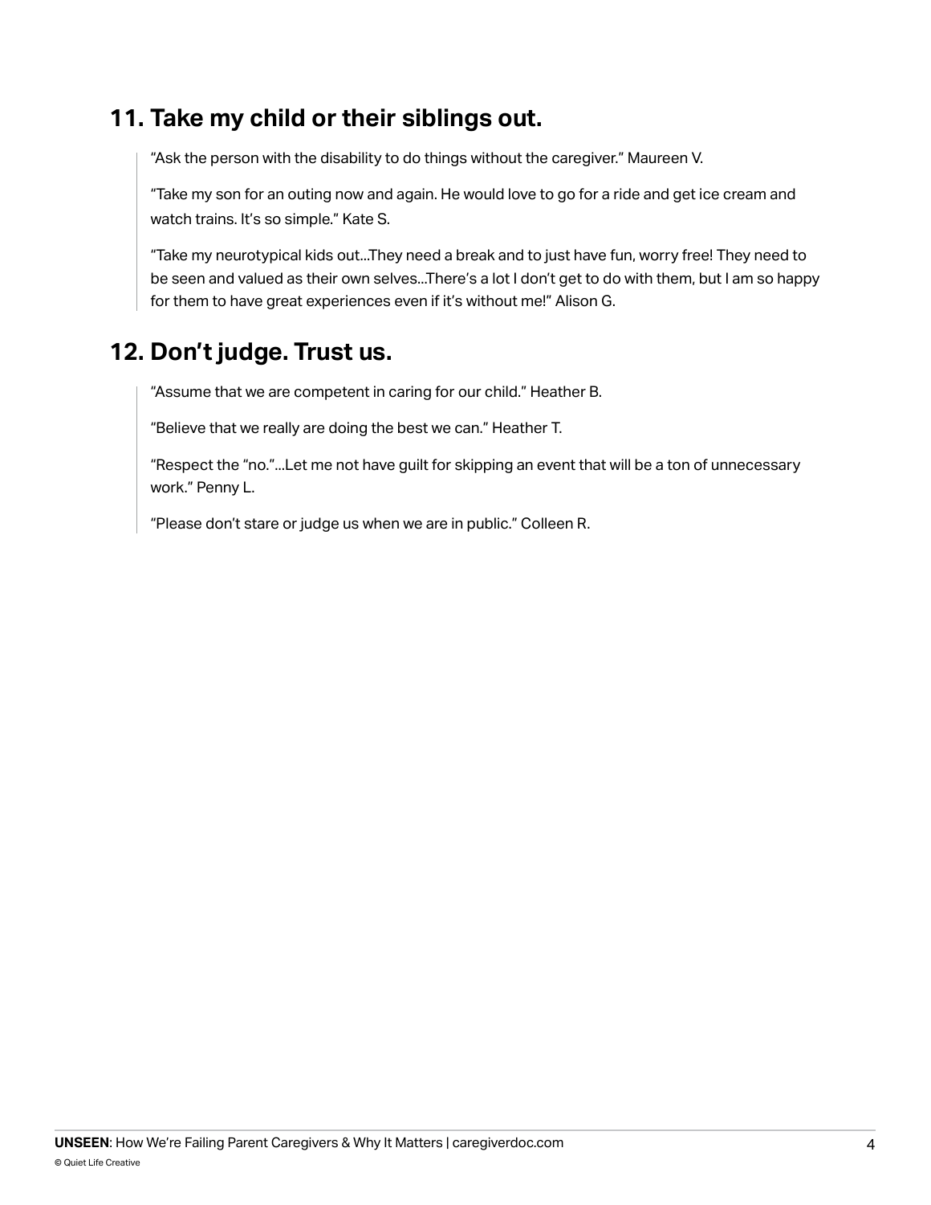## 11. Take my child or their siblings out.

> "Ask the person with the disability to do things without the caregiver." Maureen V.
>
> "Take my son for an outing now and again. He would love to go for a ride and get ice cream and watch trains. It's so simple." Kate S.
>
> "Take my neurotypical kids out...They need a break and to just have fun, worry free! They need to be seen and valued as their own selves...There's a lot I don't get to do with them, but I am so happy for them to have great experiences even if it's without me!" Alison G.

## 12. Don't judge. Trust us.

> "Assume that we are competent in caring for our child." Heather B.
>
> "Believe that we really are doing the best we can." Heather T.
>
> "Respect the "no."...Let me not have guilt for skipping an event that will be a ton of unnecessary work." Penny L.
>
> "Please don't stare or judge us when we are in public." Colleen R.